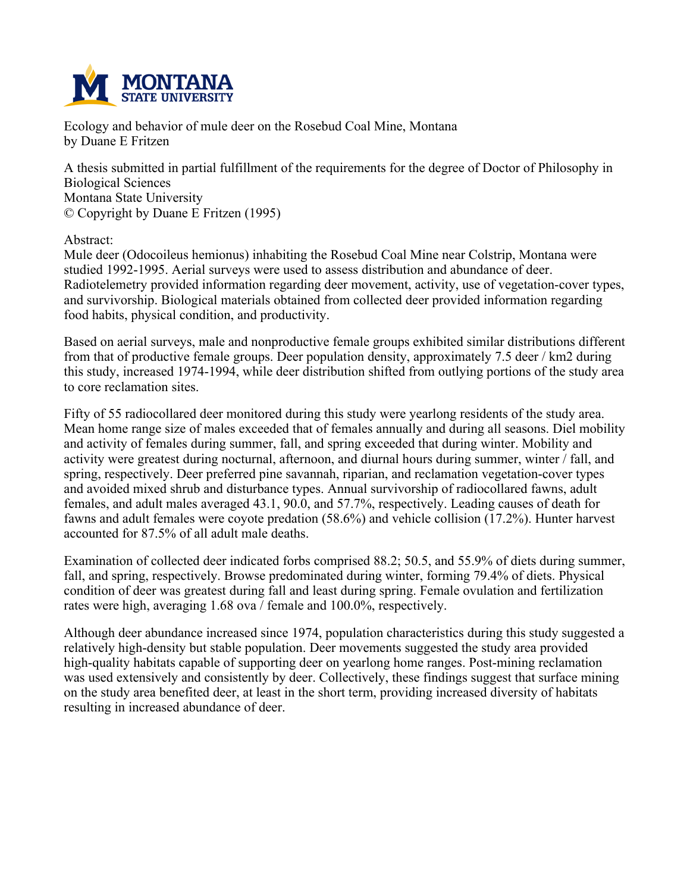Ecology and behavior of mule deer on the Rosebud Coal Mine, Montana
by Duane E Fritzen

A thesis submitted in partial fulfillment of the requirements for the degree of Doctor of Philosophy in Biological Sciences
Montana State University
© Copyright by Duane E Fritzen (1995)

Abstract:

Mule deer (Odocoileus hemionus) inhabiting the Rosebud Coal Mine near Colstrip, Montana were studied 1992-1995. Aerial surveys were used to assess distribution and abundance of deer. Radiotelemetry provided information regarding deer movement, activity, use of vegetation-cover types, and survivorship. Biological materials obtained from collected deer provided information regarding food habits, physical condition, and productivity.

Based on aerial surveys, male and nonproductive female groups exhibited similar distributions different from that of productive female groups. Deer population density, approximately 7.5 deer / km2 during this study, increased 1974-1994, while deer distribution shifted from outlying portions of the study area to core reclamation sites.

Fifty of 55 radiocollared deer monitored during this study were yearlong residents of the study area. Mean home range size of males exceeded that of females annually and during all seasons. Diel mobility and activity of females during summer, fall, and spring exceeded that during winter. Mobility and activity were greatest during nocturnal, afternoon, and diurnal hours during summer, winter / fall, and spring, respectively. Deer preferred pine savannah, riparian, and reclamation vegetation-cover types and avoided mixed shrub and disturbance types. Annual survivorship of radiocollared fawns, adult females, and adult males averaged 43.1, 90.0, and 57.7%, respectively. Leading causes of death for fawns and adult females were coyote predation (58.6%) and vehicle collision (17.2%). Hunter harvest accounted for 87.5% of all adult male deaths.

Examination of collected deer indicated forbs comprised 88.2; 50.5, and 55.9% of diets during summer, fall, and spring, respectively. Browse predominated during winter, forming 79.4% of diets. Physical condition of deer was greatest during fall and least during spring. Female ovulation and fertilization rates were high, averaging 1.68 ova / female and 100.0%, respectively.

Although deer abundance increased since 1974, population characteristics during this study suggested a relatively high-density but stable population. Deer movements suggested the study area provided high-quality habitats capable of supporting deer on yearlong home ranges. Post-mining reclamation was used extensively and consistently by deer. Collectively, these findings suggest that surface mining on the study area benefited deer, at least in the short term, providing increased diversity of habitats resulting in increased abundance of deer.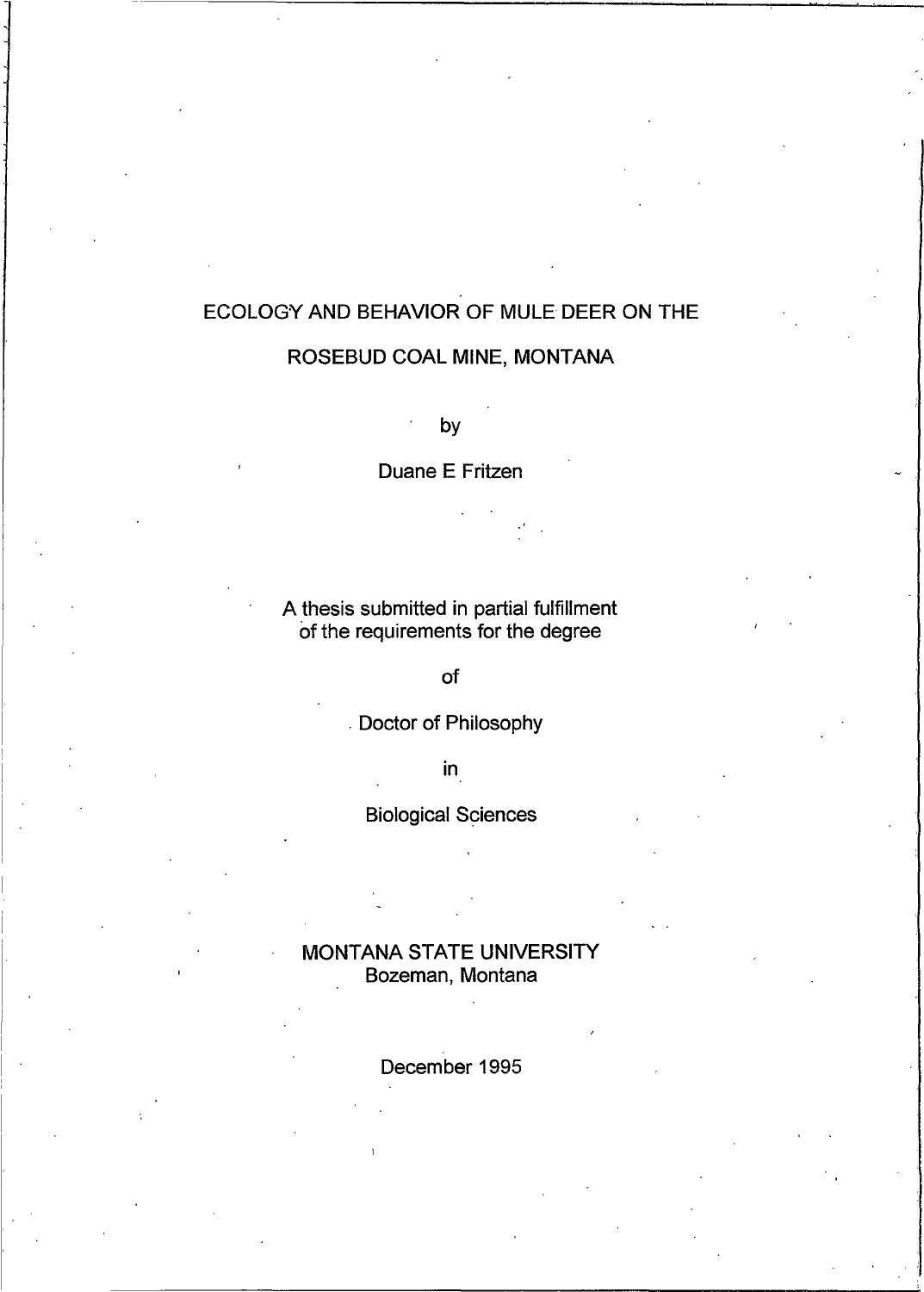# ECOLOGY AND BEHAVIOR OF MULE DEER ON THE ROSEBUD COAL MINE, MONTANA

by

Duane E Fritzen

A thesis submitted in partial fulfillment of the requirements for the degree

of

Doctor of Philosophy

in

Biological Sciences

MONTANA STATE UNIVERSITY
Bozeman, Montana

December 1995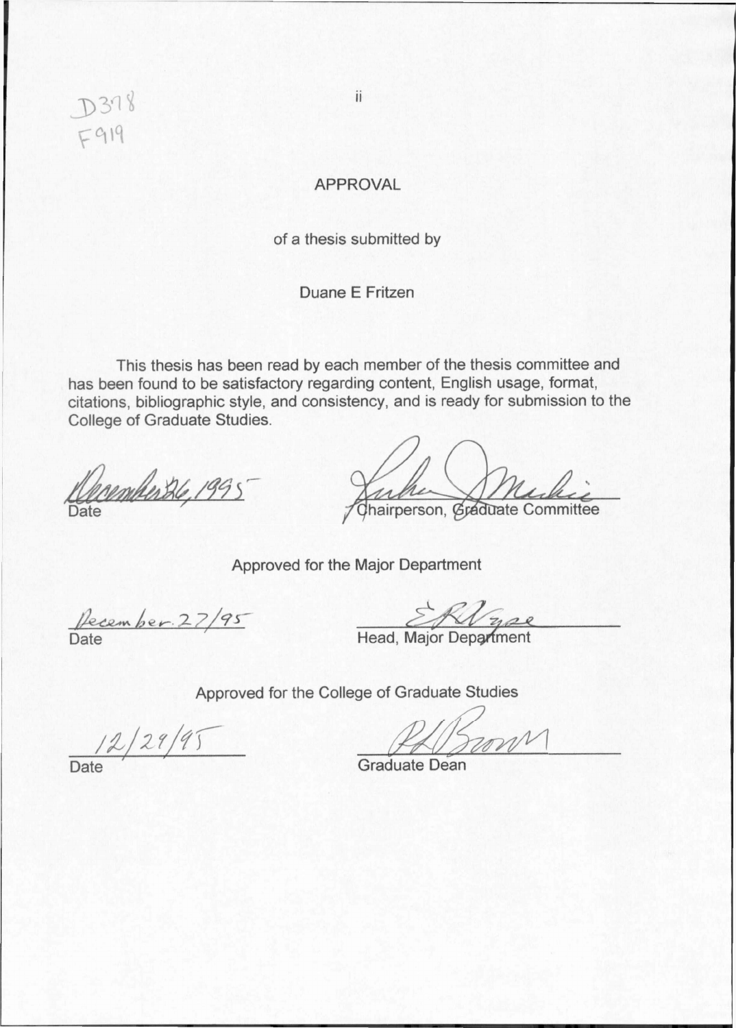D378
F919

# APPROVAL

of a thesis submitted by

Duane E Fritzen

This thesis has been read by each member of the thesis committee and has been found to be satisfactory regarding content, English usage, format, citations, bibliographic style, and consistency, and is ready for submission to the College of Graduate Studies.

December 26, 1995
Date

Chairperson, Graduate Committee

Approved for the Major Department

December 27/95
Date

Head, Major Department

Approved for the College of Graduate Studies

12/29/95
Date

Graduate Dean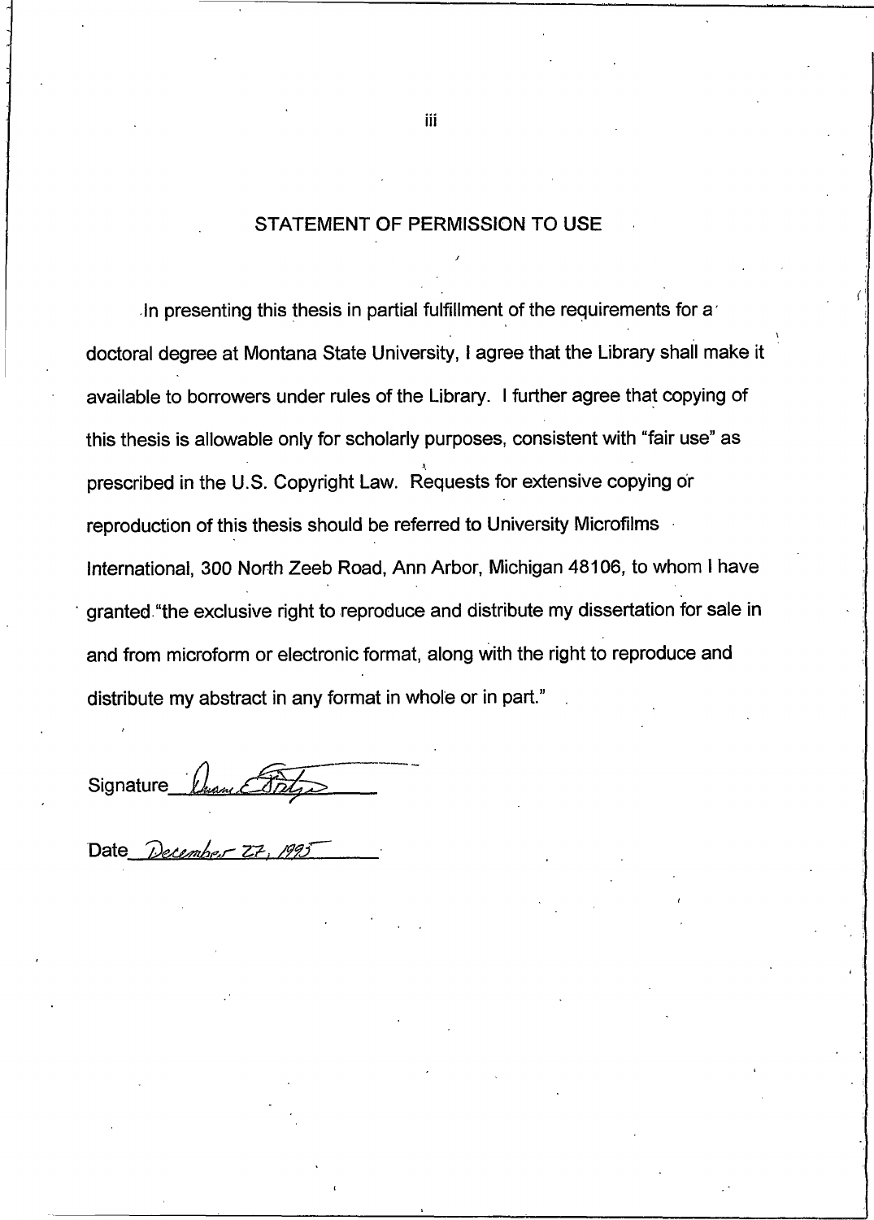## STATEMENT OF PERMISSION TO USE

In presenting this thesis in partial fulfillment of the requirements for a doctoral degree at Montana State University, I agree that the Library shall make it available to borrowers under rules of the Library. I further agree that copying of this thesis is allowable only for scholarly purposes, consistent with "fair use" as prescribed in the U.S. Copyright Law. Requests for extensive copying or reproduction of this thesis should be referred to University Microfilms International, 300 North Zeeb Road, Ann Arbor, Michigan 48106, to whom I have granted "the exclusive right to reproduce and distribute my dissertation for sale in and from microform or electronic format, along with the right to reproduce and distribute my abstract in any format in whole or in part."

Signature ________________

Date December 27, 1995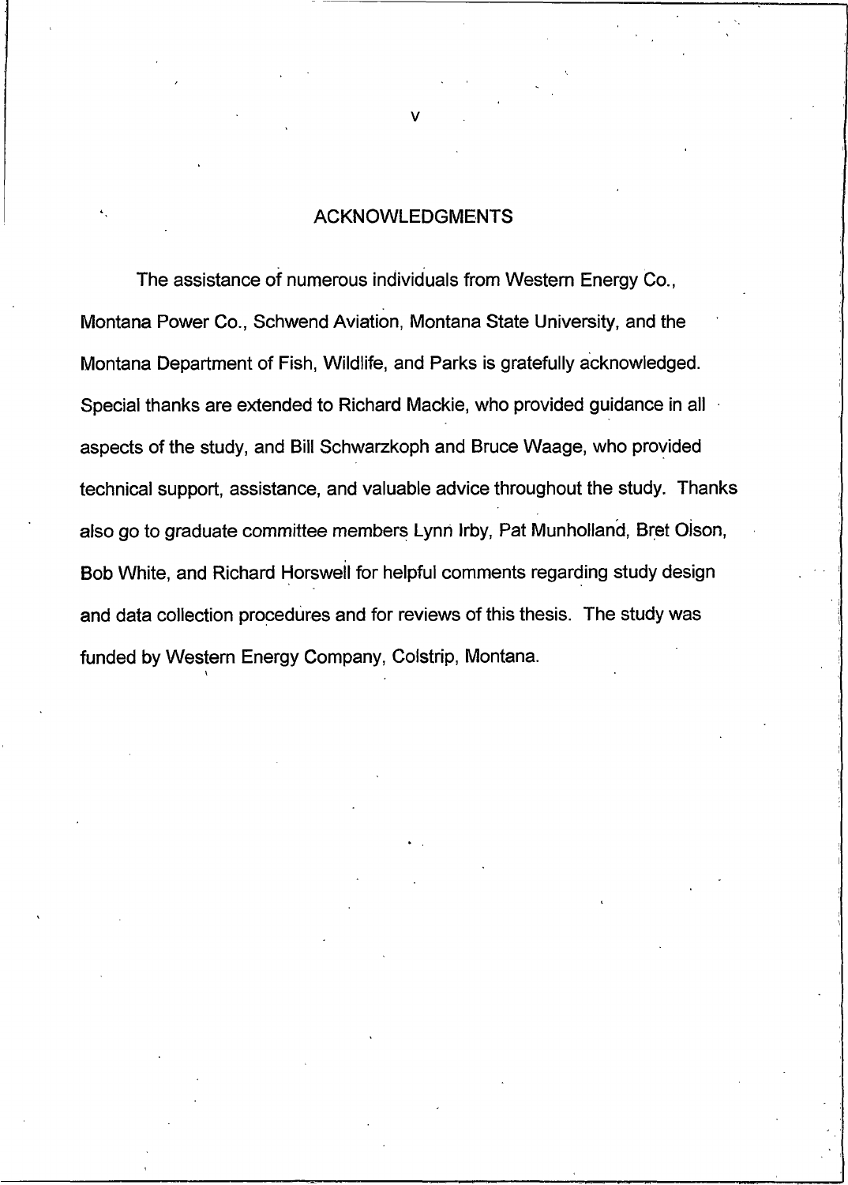## ACKNOWLEDGMENTS

The assistance of numerous individuals from Western Energy Co., Montana Power Co., Schwend Aviation, Montana State University, and the Montana Department of Fish, Wildlife, and Parks is gratefully acknowledged. Special thanks are extended to Richard Mackie, who provided guidance in all aspects of the study, and Bill Schwarzkoph and Bruce Waage, who provided technical support, assistance, and valuable advice throughout the study. Thanks also go to graduate committee members Lynn Irby, Pat Munholland, Bret Olson, Bob White, and Richard Horswell for helpful comments regarding study design and data collection procedures and for reviews of this thesis. The study was funded by Western Energy Company, Colstrip, Montana.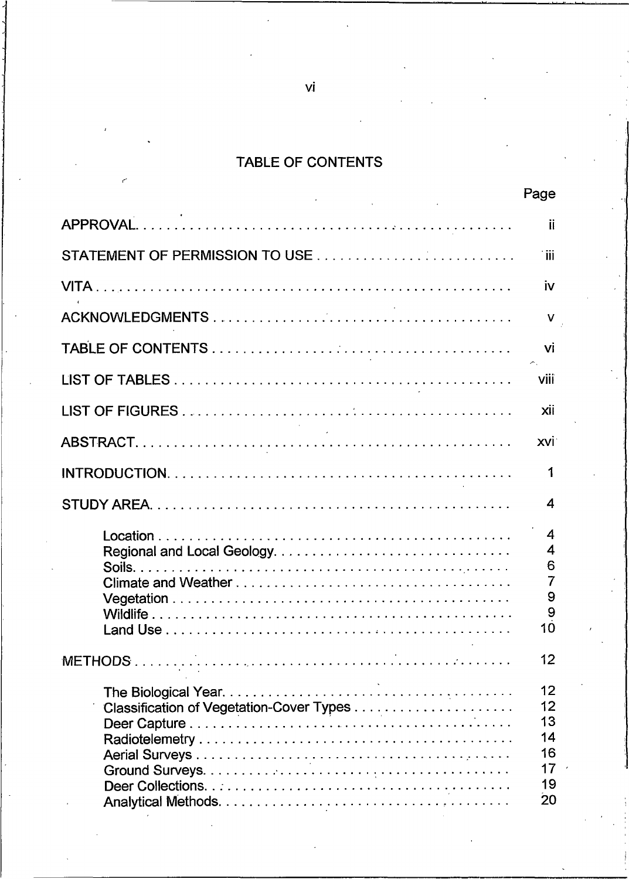# TABLE OF CONTENTS

| | Page |
|---|---|
| APPROVAL | ii |
| STATEMENT OF PERMISSION TO USE | iii |
| VITA | iv |
| ACKNOWLEDGMENTS | v |
| TABLE OF CONTENTS | vi |
| LIST OF TABLES | viii |
| LIST OF FIGURES | xii |
| ABSTRACT | xvi |
| INTRODUCTION | 1 |
| STUDY AREA | 4 |
| Location | 4 |
| Regional and Local Geology | 4 |
| Soils | 6 |
| Climate and Weather | 7 |
| Vegetation | 9 |
| Wildlife | 9 |
| Land Use | 10 |
| METHODS | 12 |
| The Biological Year | 12 |
| Classification of Vegetation-Cover Types | 12 |
| Deer Capture | 13 |
| Radiotelemetry | 14 |
| Aerial Surveys | 16 |
| Ground Surveys | 17 |
| Deer Collections | 19 |
| Analytical Methods | 20 |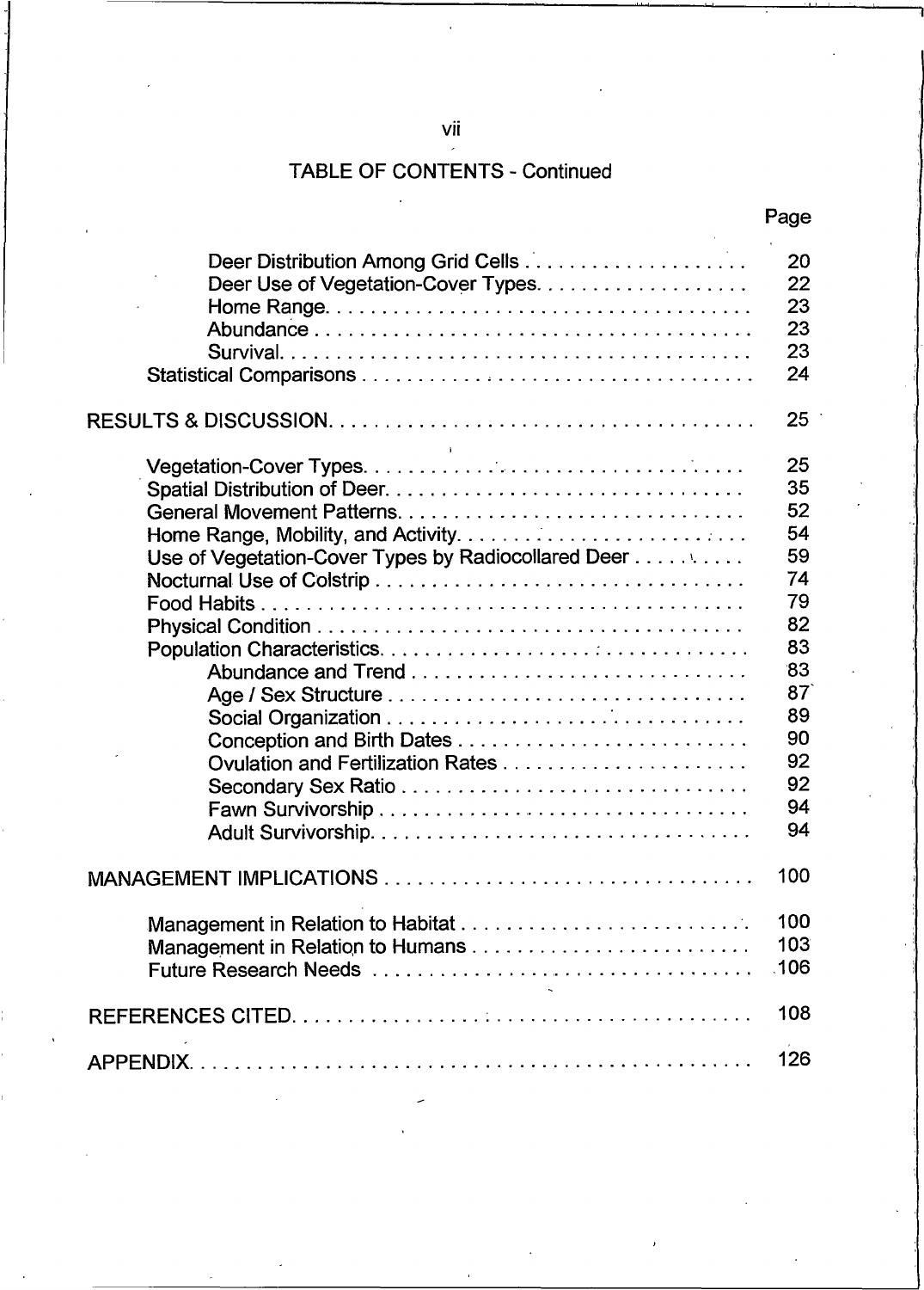TABLE OF CONTENTS - Continued

| | Page |
|---|---|
| Deer Distribution Among Grid Cells | 20 |
| Deer Use of Vegetation-Cover Types | 22 |
| Home Range | 23 |
| Abundance | 23 |
| Survival | 23 |
| Statistical Comparisons | 24 |
| RESULTS & DISCUSSION | 25 |
| Vegetation-Cover Types | 25 |
| Spatial Distribution of Deer | 35 |
| General Movement Patterns | 52 |
| Home Range, Mobility, and Activity | 54 |
| Use of Vegetation-Cover Types by Radiocollared Deer | 59 |
| Nocturnal Use of Colstrip | 74 |
| Food Habits | 79 |
| Physical Condition | 82 |
| Population Characteristics | 83 |
| Abundance and Trend | 83 |
| Age / Sex Structure | 87 |
| Social Organization | 89 |
| Conception and Birth Dates | 90 |
| Ovulation and Fertilization Rates | 92 |
| Secondary Sex Ratio | 92 |
| Fawn Survivorship | 94 |
| Adult Survivorship | 94 |
| MANAGEMENT IMPLICATIONS | 100 |
| Management in Relation to Habitat | 100 |
| Management in Relation to Humans | 103 |
| Future Research Needs | 106 |
| REFERENCES CITED | 108 |
| APPENDIX | 126 |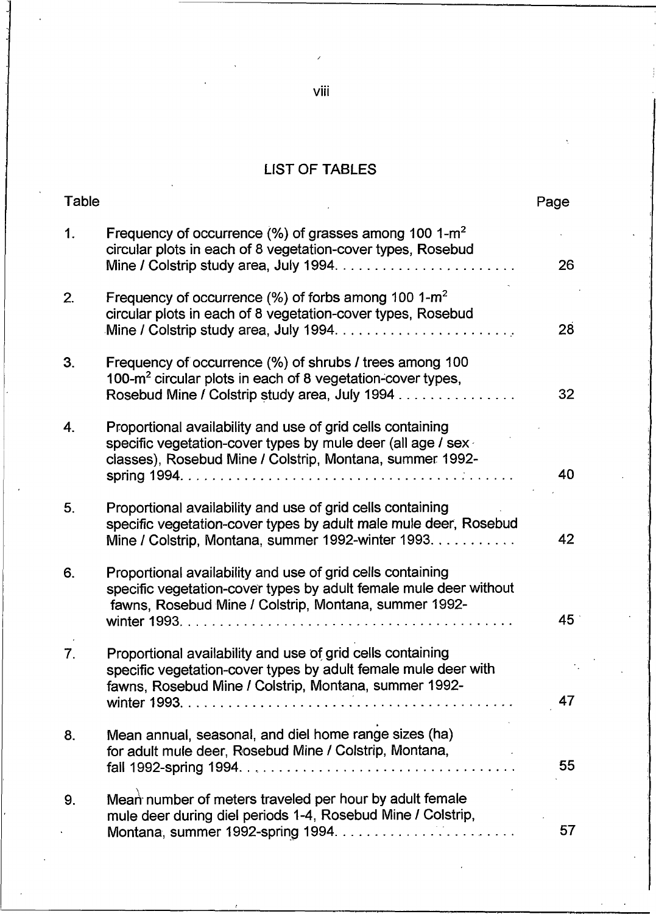## LIST OF TABLES

| Table | | Page |
|---|---|---|
| 1. | Frequency of occurrence (%) of grasses among 100 1-$m^2$ circular plots in each of 8 vegetation-cover types, Rosebud Mine / Colstrip study area, July 1994. | 26 |
| 2. | Frequency of occurrence (%) of forbs among 100 1-$m^2$ circular plots in each of 8 vegetation-cover types, Rosebud Mine / Colstrip study area, July 1994. | 28 |
| 3. | Frequency of occurrence (%) of shrubs / trees among 100 100-$m^2$ circular plots in each of 8 vegetation-cover types, Rosebud Mine / Colstrip study area, July 1994 | 32 |
| 4. | Proportional availability and use of grid cells containing specific vegetation-cover types by mule deer (all age / sex classes), Rosebud Mine / Colstrip, Montana, summer 1992-spring 1994. | 40 |
| 5. | Proportional availability and use of grid cells containing specific vegetation-cover types by adult male mule deer, Rosebud Mine / Colstrip, Montana, summer 1992-winter 1993. | 42 |
| 6. | Proportional availability and use of grid cells containing specific vegetation-cover types by adult female mule deer without fawns, Rosebud Mine / Colstrip, Montana, summer 1992-winter 1993. | 45 |
| 7. | Proportional availability and use of grid cells containing specific vegetation-cover types by adult female mule deer with fawns, Rosebud Mine / Colstrip, Montana, summer 1992-winter 1993. | 47 |
| 8. | Mean annual, seasonal, and diel home range sizes (ha) for adult mule deer, Rosebud Mine / Colstrip, Montana, fall 1992-spring 1994. | 55 |
| 9. | Mean number of meters traveled per hour by adult female mule deer during diel periods 1-4, Rosebud Mine / Colstrip, Montana, summer 1992-spring 1994. | 57 |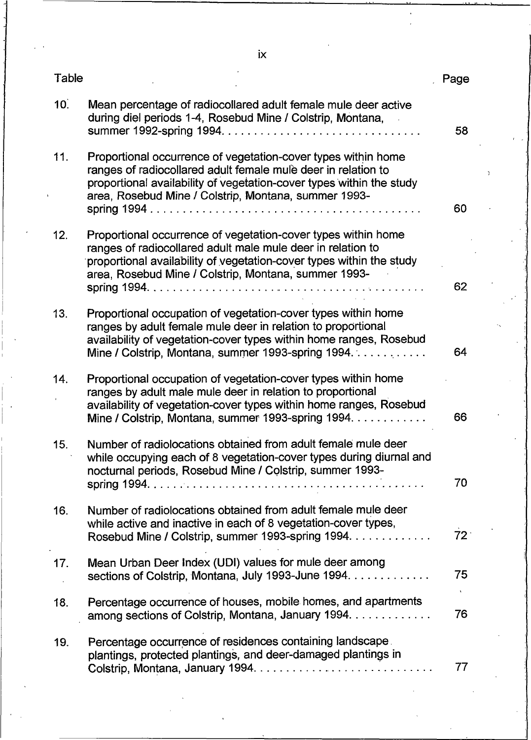| Table | | Page |
|---|---|---|
| 10. | Mean percentage of radiocollared adult female mule deer active during diel periods 1-4, Rosebud Mine / Colstrip, Montana, summer 1992-spring 1994. | 58 |
| 11. | Proportional occurrence of vegetation-cover types within home ranges of radiocollared adult female mule deer in relation to proportional availability of vegetation-cover types within the study area, Rosebud Mine / Colstrip, Montana, summer 1993-spring 1994 | 60 |
| 12. | Proportional occurrence of vegetation-cover types within home ranges of radiocollared adult male mule deer in relation to proportional availability of vegetation-cover types within the study area, Rosebud Mine / Colstrip, Montana, summer 1993-spring 1994. | 62 |
| 13. | Proportional occupation of vegetation-cover types within home ranges by adult female mule deer in relation to proportional availability of vegetation-cover types within home ranges, Rosebud Mine / Colstrip, Montana, summer 1993-spring 1994. | 64 |
| 14. | Proportional occupation of vegetation-cover types within home ranges by adult male mule deer in relation to proportional availability of vegetation-cover types within home ranges, Rosebud Mine / Colstrip, Montana, summer 1993-spring 1994. | 66 |
| 15. | Number of radiolocations obtained from adult female mule deer while occupying each of 8 vegetation-cover types during diurnal and nocturnal periods, Rosebud Mine / Colstrip, summer 1993-spring 1994. | 70 |
| 16. | Number of radiolocations obtained from adult female mule deer while active and inactive in each of 8 vegetation-cover types, Rosebud Mine / Colstrip, summer 1993-spring 1994. | 72 |
| 17. | Mean Urban Deer Index (UDI) values for mule deer among sections of Colstrip, Montana, July 1993-June 1994. | 75 |
| 18. | Percentage occurrence of houses, mobile homes, and apartments among sections of Colstrip, Montana, January 1994. | 76 |
| 19. | Percentage occurrence of residences containing landscape plantings, protected plantings, and deer-damaged plantings in Colstrip, Montana, January 1994. | 77 |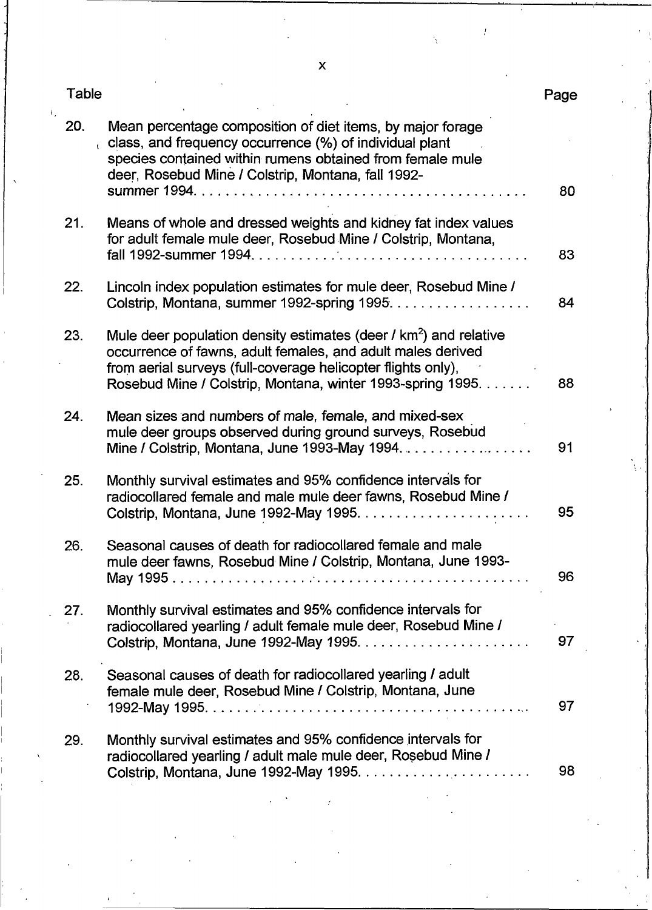| Table | | Page |
|---|---|---|
| 20. | Mean percentage composition of diet items, by major forage class, and frequency occurrence (%) of individual plant species contained within rumens obtained from female mule deer, Rosebud Mine / Colstrip, Montana, fall 1992-summer 1994. | 80 |
| 21. | Means of whole and dressed weights and kidney fat index values for adult female mule deer, Rosebud Mine / Colstrip, Montana, fall 1992-summer 1994. | 83 |
| 22. | Lincoln index population estimates for mule deer, Rosebud Mine / Colstrip, Montana, summer 1992-spring 1995. | 84 |
| 23. | Mule deer population density estimates (deer / km$^2$) and relative occurrence of fawns, adult females, and adult males derived from aerial surveys (full-coverage helicopter flights only), Rosebud Mine / Colstrip, Montana, winter 1993-spring 1995. | 88 |
| 24. | Mean sizes and numbers of male, female, and mixed-sex mule deer groups observed during ground surveys, Rosebud Mine / Colstrip, Montana, June 1993-May 1994. | 91 |
| 25. | Monthly survival estimates and 95% confidence intervals for radiocollared female and male mule deer fawns, Rosebud Mine / Colstrip, Montana, June 1992-May 1995. | 95 |
| 26. | Seasonal causes of death for radiocollared female and male mule deer fawns, Rosebud Mine / Colstrip, Montana, June 1993-May 1995 | 96 |
| 27. | Monthly survival estimates and 95% confidence intervals for radiocollared yearling / adult female mule deer, Rosebud Mine / Colstrip, Montana, June 1992-May 1995. | 97 |
| 28. | Seasonal causes of death for radiocollared yearling / adult female mule deer, Rosebud Mine / Colstrip, Montana, June 1992-May 1995. | 97 |
| 29. | Monthly survival estimates and 95% confidence intervals for radiocollared yearling / adult male mule deer, Rosebud Mine / Colstrip, Montana, June 1992-May 1995. | 98 |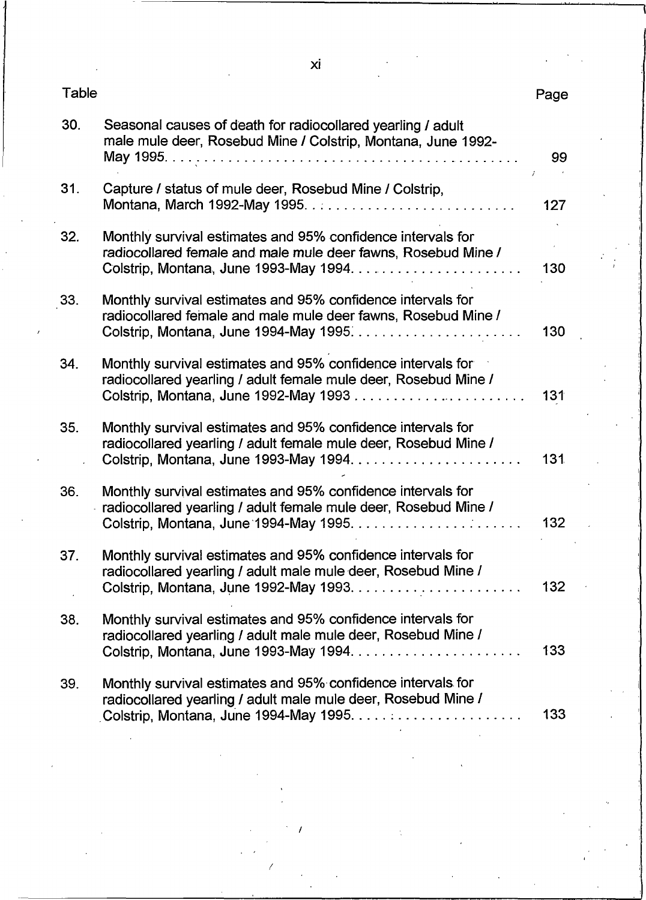| Table | | Page |
|---|---|---|
| 30. | Seasonal causes of death for radiocollared yearling / adult male mule deer, Rosebud Mine / Colstrip, Montana, June 1992-May 1995 | 99 |
| 31. | Capture / status of mule deer, Rosebud Mine / Colstrip, Montana, March 1992-May 1995 | 127 |
| 32. | Monthly survival estimates and 95% confidence intervals for radiocollared female and male mule deer fawns, Rosebud Mine / Colstrip, Montana, June 1993-May 1994 | 130 |
| 33. | Monthly survival estimates and 95% confidence intervals for radiocollared female and male mule deer fawns, Rosebud Mine / Colstrip, Montana, June 1994-May 1995 | 130 |
| 34. | Monthly survival estimates and 95% confidence intervals for radiocollared yearling / adult female mule deer, Rosebud Mine / Colstrip, Montana, June 1992-May 1993 | 131 |
| 35. | Monthly survival estimates and 95% confidence intervals for radiocollared yearling / adult female mule deer, Rosebud Mine / Colstrip, Montana, June 1993-May 1994 | 131 |
| 36. | Monthly survival estimates and 95% confidence intervals for radiocollared yearling / adult female mule deer, Rosebud Mine / Colstrip, Montana, June 1994-May 1995 | 132 |
| 37. | Monthly survival estimates and 95% confidence intervals for radiocollared yearling / adult male mule deer, Rosebud Mine / Colstrip, Montana, June 1992-May 1993 | 132 |
| 38. | Monthly survival estimates and 95% confidence intervals for radiocollared yearling / adult male mule deer, Rosebud Mine / Colstrip, Montana, June 1993-May 1994 | 133 |
| 39. | Monthly survival estimates and 95% confidence intervals for radiocollared yearling / adult male mule deer, Rosebud Mine / Colstrip, Montana, June 1994-May 1995 | 133 |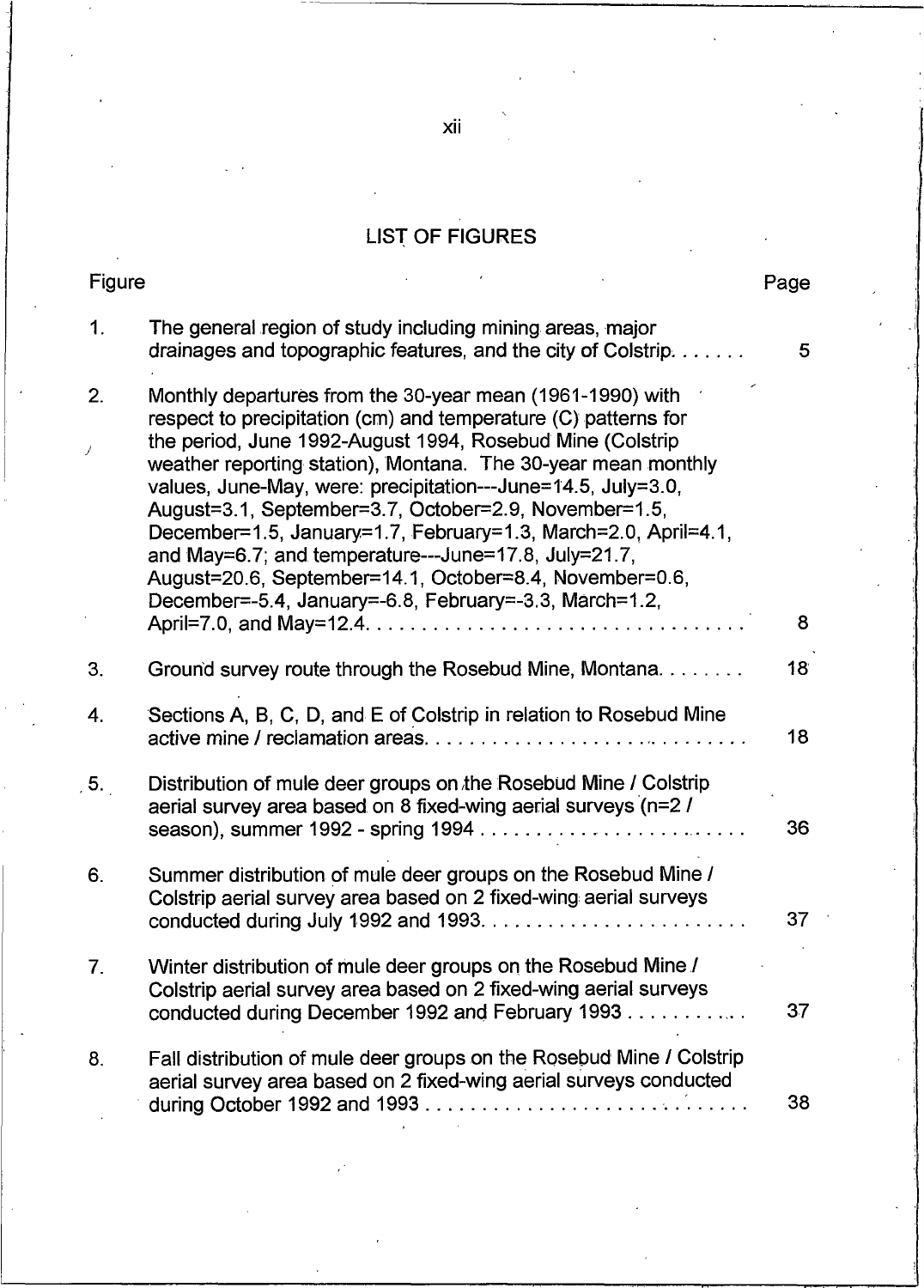# LIST OF FIGURES

| Figure | | Page |
|---|---|---|
| 1. | The general region of study including mining areas, major drainages and topographic features, and the city of Colstrip. . . . . . . | 5 |
| 2. | Monthly departures from the 30-year mean (1961-1990) with respect to precipitation (cm) and temperature (C) patterns for the period, June 1992-August 1994, Rosebud Mine (Colstrip weather reporting station), Montana. The 30-year mean monthly values, June-May, were: precipitation---June=14.5, July=3.0, August=3.1, September=3.7, October=2.9, November=1.5, December=1.5, January=1.7, February=1.3, March=2.0, April=4.1, and May=6.7; and temperature---June=17.8, July=21.7, August=20.6, September=14.1, October=8.4, November=0.6, December=-5.4, January=-6.8, February=-3.3, March=1.2, April=7.0, and May=12.4. . . . . . . . . . . . . . . . . . . . . . . . . . . . . . . . . | 8 |
| 3. | Ground survey route through the Rosebud Mine, Montana. . . . . . . . | 18 |
| 4. | Sections A, B, C, D, and E of Colstrip in relation to Rosebud Mine active mine / reclamation areas. . . . . . . . . . . . . . . . . . . . . . . . . . . . | 18 |
| 5. | Distribution of mule deer groups on the Rosebud Mine / Colstrip aerial survey area based on 8 fixed-wing aerial surveys (n=2 / season), summer 1992 - spring 1994 . . . . . . . . . . . . . . . . . . . . . . . . | 36 |
| 6. | Summer distribution of mule deer groups on the Rosebud Mine / Colstrip aerial survey area based on 2 fixed-wing aerial surveys conducted during July 1992 and 1993. . . . . . . . . . . . . . . . . . . . . . . . | 37 |
| 7. | Winter distribution of mule deer groups on the Rosebud Mine / Colstrip aerial survey area based on 2 fixed-wing aerial surveys conducted during December 1992 and February 1993 . . . . . . . . . . . | 37 |
| 8. | Fall distribution of mule deer groups on the Rosebud Mine / Colstrip aerial survey area based on 2 fixed-wing aerial surveys conducted during October 1992 and 1993 . . . . . . . . . . . . . . . . . . . . . . . . . . . . . | 38 |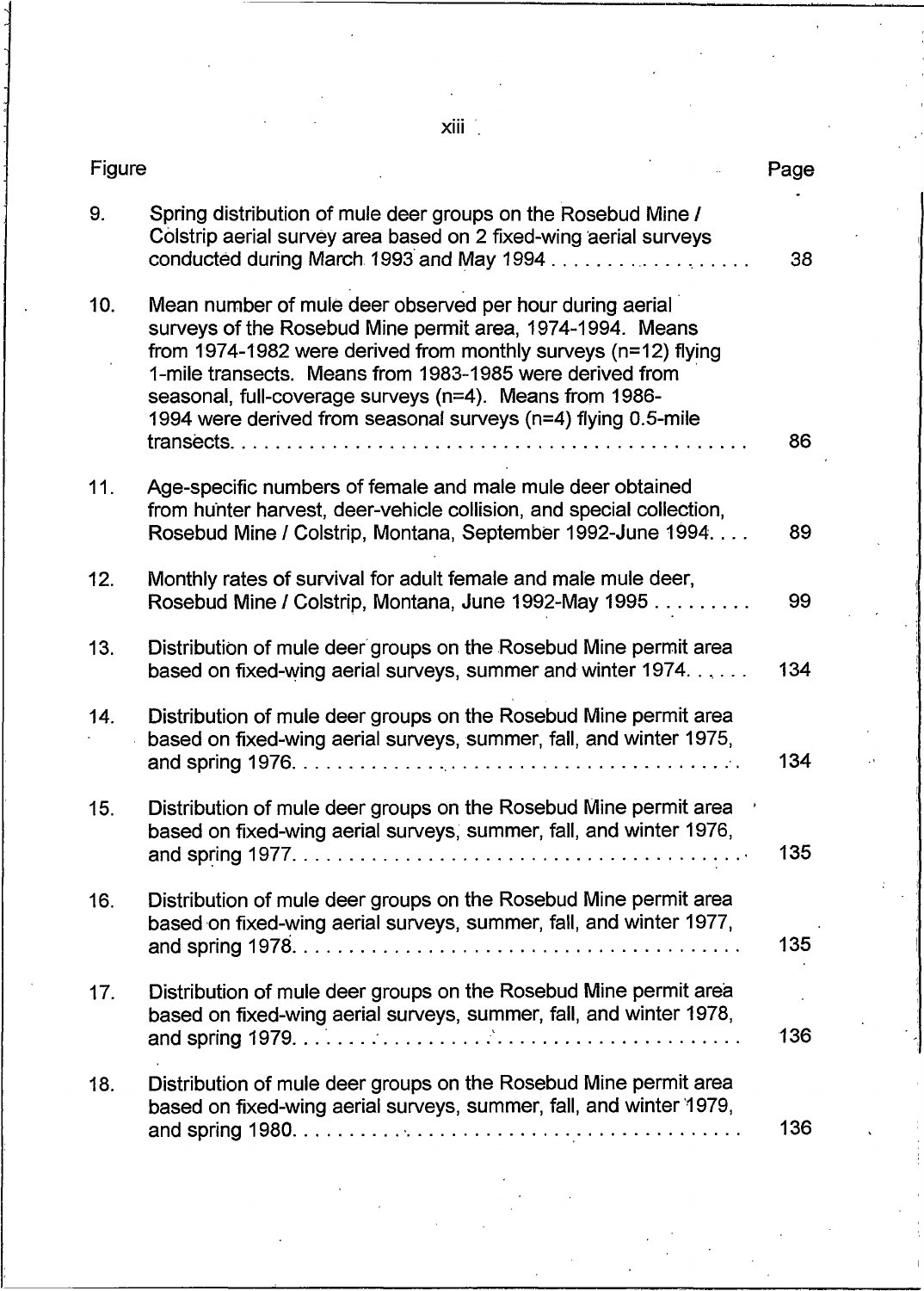| Figure | | Page |
|---|---|---|
| 9. | Spring distribution of mule deer groups on the Rosebud Mine / Colstrip aerial survey area based on 2 fixed-wing aerial surveys conducted during March 1993 and May 1994 | 38 |
| 10. | Mean number of mule deer observed per hour during aerial surveys of the Rosebud Mine permit area, 1974-1994. Means from 1974-1982 were derived from monthly surveys (n=12) flying 1-mile transects. Means from 1983-1985 were derived from seasonal, full-coverage surveys (n=4). Means from 1986-1994 were derived from seasonal surveys (n=4) flying 0.5-mile transects | 86 |
| 11. | Age-specific numbers of female and male mule deer obtained from hunter harvest, deer-vehicle collision, and special collection, Rosebud Mine / Colstrip, Montana, September 1992-June 1994 | 89 |
| 12. | Monthly rates of survival for adult female and male mule deer, Rosebud Mine / Colstrip, Montana, June 1992-May 1995 | 99 |
| 13. | Distribution of mule deer groups on the Rosebud Mine permit area based on fixed-wing aerial surveys, summer and winter 1974 | 134 |
| 14. | Distribution of mule deer groups on the Rosebud Mine permit area based on fixed-wing aerial surveys, summer, fall, and winter 1975, and spring 1976 | 134 |
| 15. | Distribution of mule deer groups on the Rosebud Mine permit area based on fixed-wing aerial surveys, summer, fall, and winter 1976, and spring 1977 | 135 |
| 16. | Distribution of mule deer groups on the Rosebud Mine permit area based on fixed-wing aerial surveys, summer, fall, and winter 1977, and spring 1978 | 135 |
| 17. | Distribution of mule deer groups on the Rosebud Mine permit area based on fixed-wing aerial surveys, summer, fall, and winter 1978, and spring 1979 | 136 |
| 18. | Distribution of mule deer groups on the Rosebud Mine permit area based on fixed-wing aerial surveys, summer, fall, and winter 1979, and spring 1980 | 136 |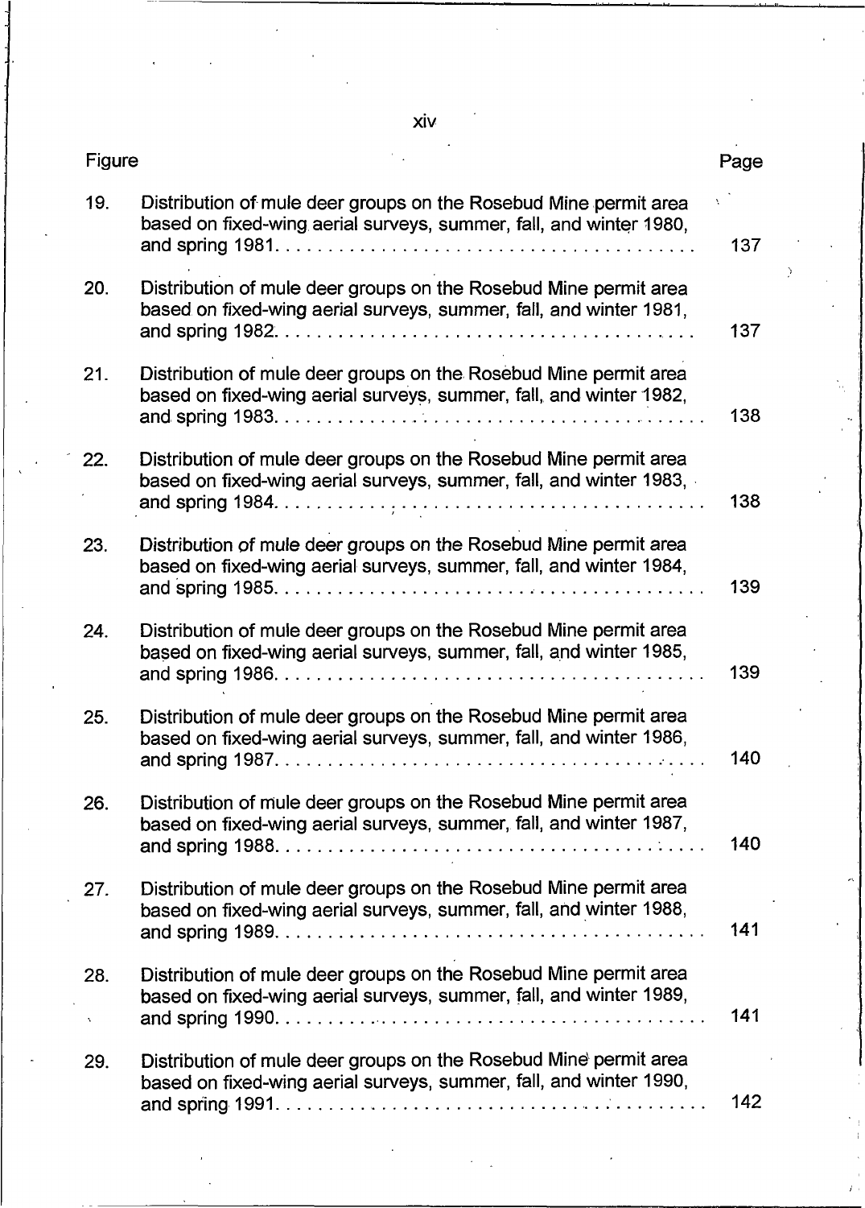| Figure | | Page |
|---|---|---|
| 19. | Distribution of mule deer groups on the Rosebud Mine permit area based on fixed-wing aerial surveys, summer, fall, and winter 1980, and spring 1981 | 137 |
| 20. | Distribution of mule deer groups on the Rosebud Mine permit area based on fixed-wing aerial surveys, summer, fall, and winter 1981, and spring 1982 | 137 |
| 21. | Distribution of mule deer groups on the Rosebud Mine permit area based on fixed-wing aerial surveys, summer, fall, and winter 1982, and spring 1983 | 138 |
| 22. | Distribution of mule deer groups on the Rosebud Mine permit area based on fixed-wing aerial surveys, summer, fall, and winter 1983, and spring 1984 | 138 |
| 23. | Distribution of mule deer groups on the Rosebud Mine permit area based on fixed-wing aerial surveys, summer, fall, and winter 1984, and spring 1985 | 139 |
| 24. | Distribution of mule deer groups on the Rosebud Mine permit area based on fixed-wing aerial surveys, summer, fall, and winter 1985, and spring 1986 | 139 |
| 25. | Distribution of mule deer groups on the Rosebud Mine permit area based on fixed-wing aerial surveys, summer, fall, and winter 1986, and spring 1987 | 140 |
| 26. | Distribution of mule deer groups on the Rosebud Mine permit area based on fixed-wing aerial surveys, summer, fall, and winter 1987, and spring 1988 | 140 |
| 27. | Distribution of mule deer groups on the Rosebud Mine permit area based on fixed-wing aerial surveys, summer, fall, and winter 1988, and spring 1989 | 141 |
| 28. | Distribution of mule deer groups on the Rosebud Mine permit area based on fixed-wing aerial surveys, summer, fall, and winter 1989, and spring 1990 | 141 |
| 29. | Distribution of mule deer groups on the Rosebud Mine permit area based on fixed-wing aerial surveys, summer, fall, and winter 1990, and spring 1991 | 142 |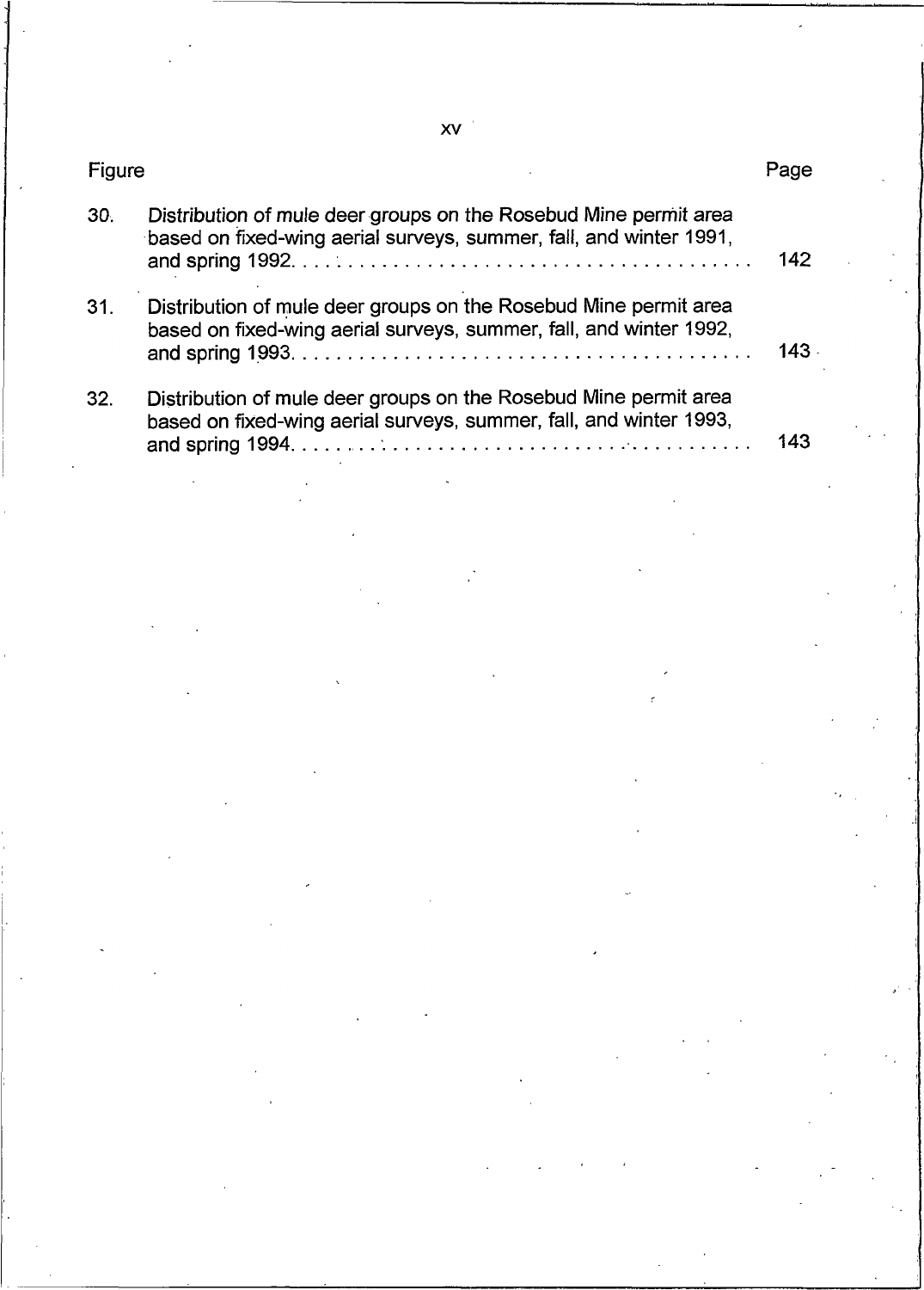| Figure | | Page |
|---|---|---|
| 30. | Distribution of mule deer groups on the Rosebud Mine permit area based on fixed-wing aerial surveys, summer, fall, and winter 1991, and spring 1992. | 142 |
| 31. | Distribution of mule deer groups on the Rosebud Mine permit area based on fixed-wing aerial surveys, summer, fall, and winter 1992, and spring 1993. | 143 |
| 32. | Distribution of mule deer groups on the Rosebud Mine permit area based on fixed-wing aerial surveys, summer, fall, and winter 1993, and spring 1994. | 143 |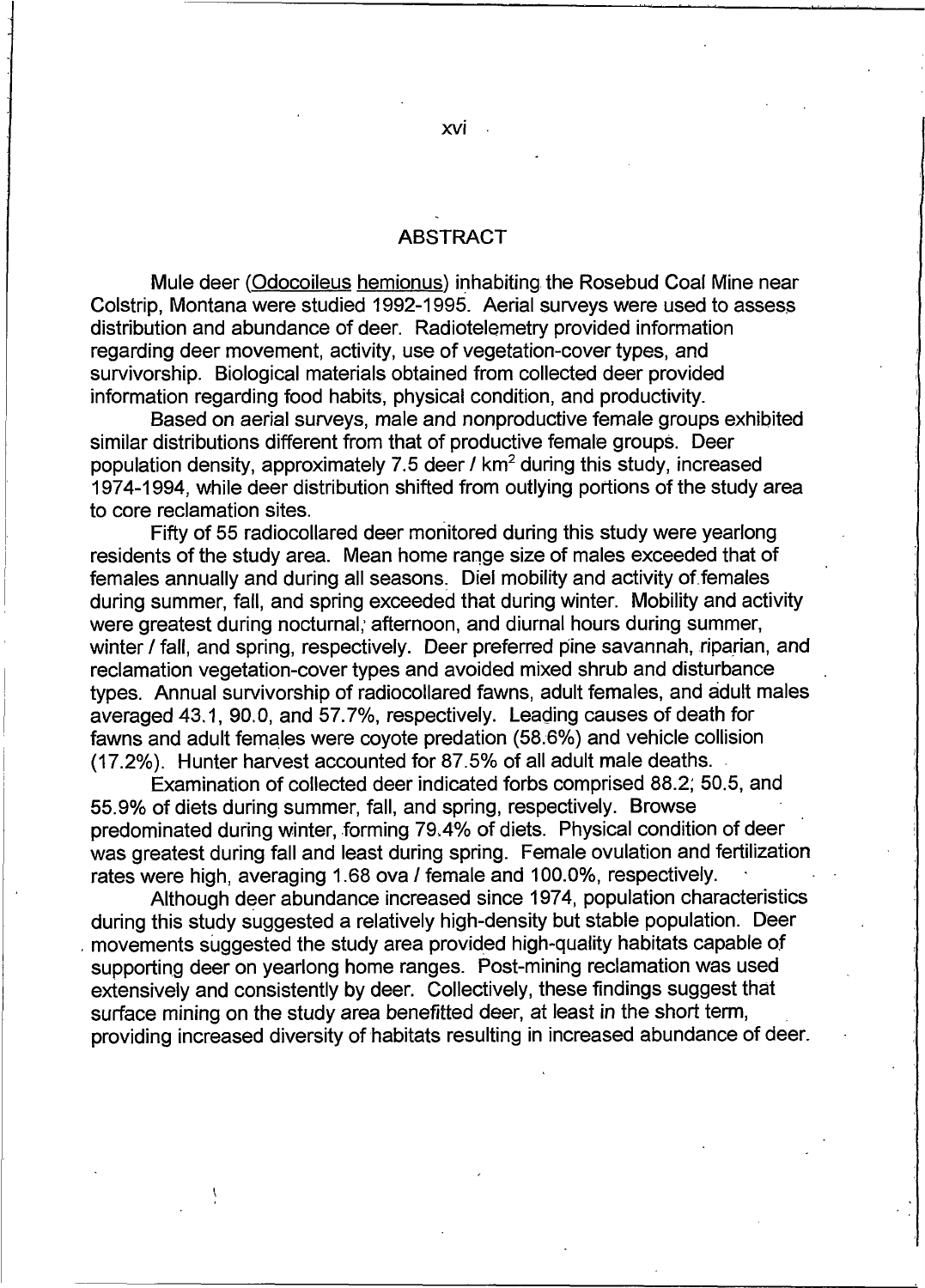# ABSTRACT

Mule deer (Odocoileus hemionus) inhabiting the Rosebud Coal Mine near Colstrip, Montana were studied 1992-1995. Aerial surveys were used to assess distribution and abundance of deer. Radiotelemetry provided information regarding deer movement, activity, use of vegetation-cover types, and survivorship. Biological materials obtained from collected deer provided information regarding food habits, physical condition, and productivity.

Based on aerial surveys, male and nonproductive female groups exhibited similar distributions different from that of productive female groups. Deer population density, approximately 7.5 deer / $km^2$ during this study, increased 1974-1994, while deer distribution shifted from outlying portions of the study area to core reclamation sites.

Fifty of 55 radiocollared deer monitored during this study were yearlong residents of the study area. Mean home range size of males exceeded that of females annually and during all seasons. Diel mobility and activity of females during summer, fall, and spring exceeded that during winter. Mobility and activity were greatest during nocturnal, afternoon, and diurnal hours during summer, winter / fall, and spring, respectively. Deer preferred pine savannah, riparian, and reclamation vegetation-cover types and avoided mixed shrub and disturbance types. Annual survivorship of radiocollared fawns, adult females, and adult males averaged 43.1, 90.0, and 57.7%, respectively. Leading causes of death for fawns and adult females were coyote predation (58.6%) and vehicle collision (17.2%). Hunter harvest accounted for 87.5% of all adult male deaths.

Examination of collected deer indicated forbs comprised 88.2, 50.5, and 55.9% of diets during summer, fall, and spring, respectively. Browse predominated during winter, forming 79.4% of diets. Physical condition of deer was greatest during fall and least during spring. Female ovulation and fertilization rates were high, averaging 1.68 ova / female and 100.0%, respectively.

Although deer abundance increased since 1974, population characteristics during this study suggested a relatively high-density but stable population. Deer movements suggested the study area provided high-quality habitats capable of supporting deer on yearlong home ranges. Post-mining reclamation was used extensively and consistently by deer. Collectively, these findings suggest that surface mining on the study area benefitted deer, at least in the short term, providing increased diversity of habitats resulting in increased abundance of deer.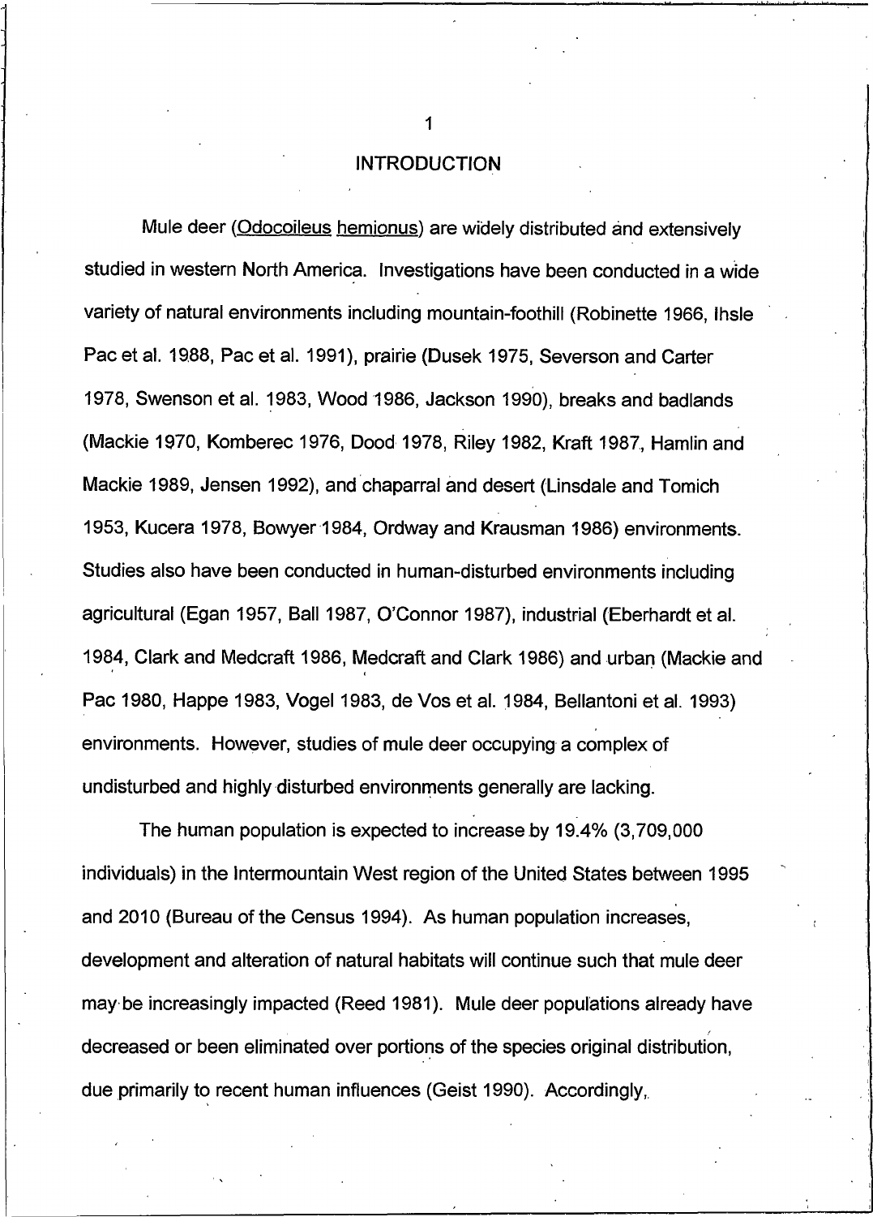# INTRODUCTION

Mule deer (Odocoileus hemionus) are widely distributed and extensively studied in western North America. Investigations have been conducted in a wide variety of natural environments including mountain-foothill (Robinette 1966, Ihsle Pac et al. 1988, Pac et al. 1991), prairie (Dusek 1975, Severson and Carter 1978, Swenson et al. 1983, Wood 1986, Jackson 1990), breaks and badlands (Mackie 1970, Komberec 1976, Dood 1978, Riley 1982, Kraft 1987, Hamlin and Mackie 1989, Jensen 1992), and chaparral and desert (Linsdale and Tomich 1953, Kucera 1978, Bowyer 1984, Ordway and Krausman 1986) environments. Studies also have been conducted in human-disturbed environments including agricultural (Egan 1957, Ball 1987, O'Connor 1987), industrial (Eberhardt et al. 1984, Clark and Medcraft 1986, Medcraft and Clark 1986) and urban (Mackie and Pac 1980, Happe 1983, Vogel 1983, de Vos et al. 1984, Bellantoni et al. 1993) environments. However, studies of mule deer occupying a complex of undisturbed and highly disturbed environments generally are lacking.

The human population is expected to increase by 19.4% (3,709,000 individuals) in the Intermountain West region of the United States between 1995 and 2010 (Bureau of the Census 1994). As human population increases, development and alteration of natural habitats will continue such that mule deer may be increasingly impacted (Reed 1981). Mule deer populations already have decreased or been eliminated over portions of the species original distribution, due primarily to recent human influences (Geist 1990). Accordingly,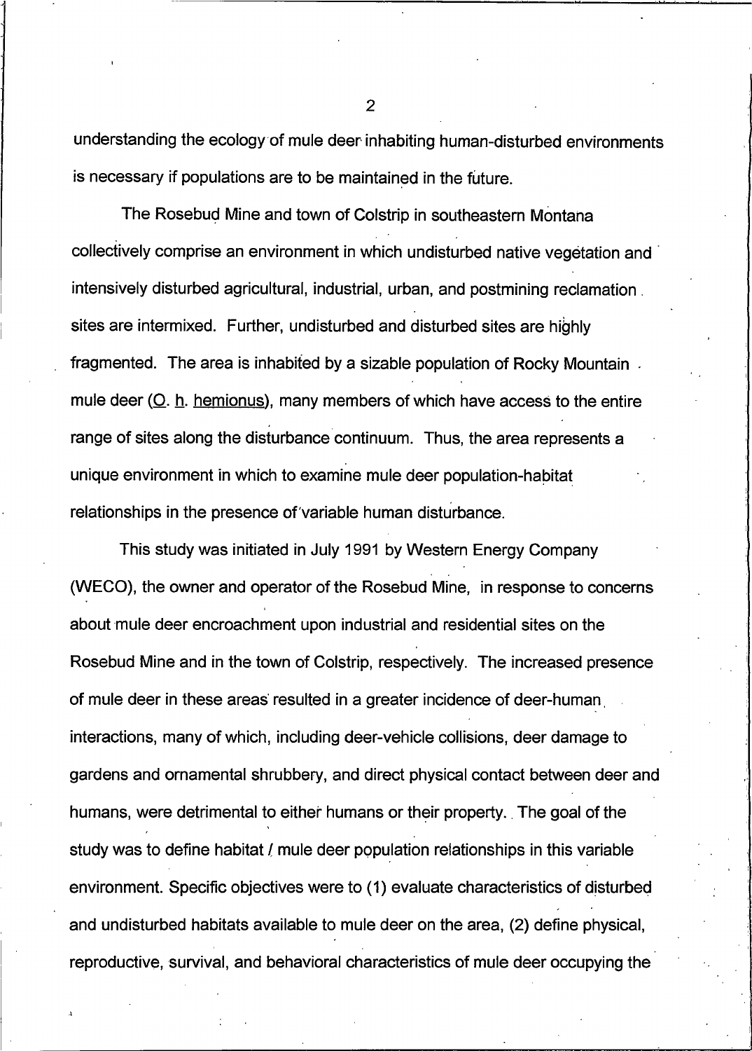understanding the ecology of mule deer inhabiting human-disturbed environments is necessary if populations are to be maintained in the future.

The Rosebud Mine and town of Colstrip in southeastern Montana collectively comprise an environment in which undisturbed native vegetation and intensively disturbed agricultural, industrial, urban, and postmining reclamation sites are intermixed. Further, undisturbed and disturbed sites are highly fragmented. The area is inhabited by a sizable population of Rocky Mountain mule deer (O. h. hemionus), many members of which have access to the entire range of sites along the disturbance continuum. Thus, the area represents a unique environment in which to examine mule deer population-habitat relationships in the presence of variable human disturbance.

This study was initiated in July 1991 by Western Energy Company (WECO), the owner and operator of the Rosebud Mine, in response to concerns about mule deer encroachment upon industrial and residential sites on the Rosebud Mine and in the town of Colstrip, respectively. The increased presence of mule deer in these areas resulted in a greater incidence of deer-human interactions, many of which, including deer-vehicle collisions, deer damage to gardens and ornamental shrubbery, and direct physical contact between deer and humans, were detrimental to either humans or their property. The goal of the study was to define habitat / mule deer population relationships in this variable environment. Specific objectives were to (1) evaluate characteristics of disturbed and undisturbed habitats available to mule deer on the area, (2) define physical, reproductive, survival, and behavioral characteristics of mule deer occupying the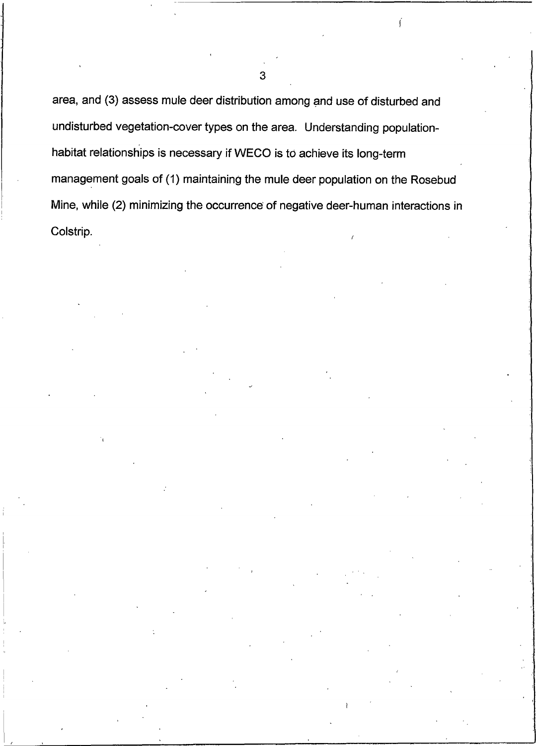area, and (3) assess mule deer distribution among and use of disturbed and undisturbed vegetation-cover types on the area. Understanding population-habitat relationships is necessary if WECO is to achieve its long-term management goals of (1) maintaining the mule deer population on the Rosebud Mine, while (2) minimizing the occurrence of negative deer-human interactions in Colstrip.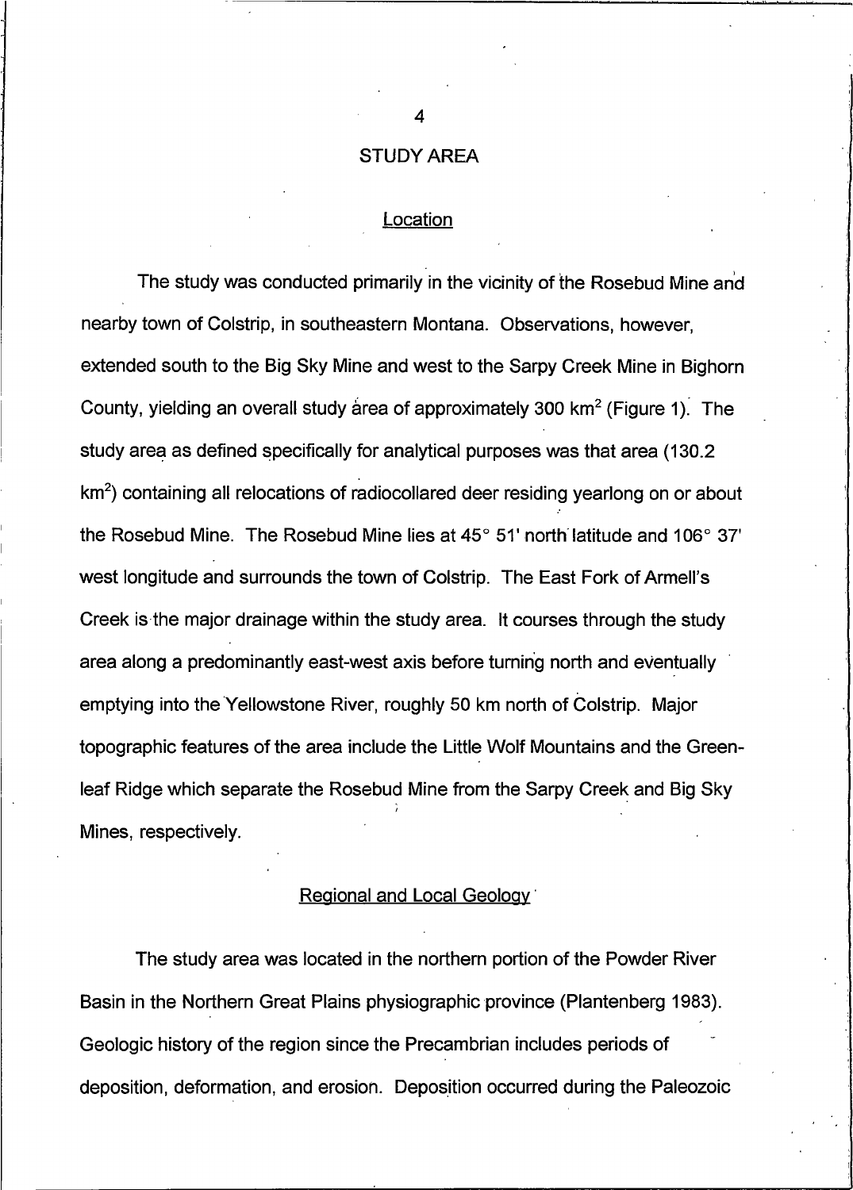# STUDY AREA

## Location

The study was conducted primarily in the vicinity of the Rosebud Mine and nearby town of Colstrip, in southeastern Montana. Observations, however, extended south to the Big Sky Mine and west to the Sarpy Creek Mine in Bighorn County, yielding an overall study area of approximately 300 km$^2$ (Figure 1). The study area as defined specifically for analytical purposes was that area (130.2 km$^2$) containing all relocations of radiocollared deer residing yearlong on or about the Rosebud Mine. The Rosebud Mine lies at 45° 51' north latitude and 106° 37' west longitude and surrounds the town of Colstrip. The East Fork of Armell's Creek is the major drainage within the study area. It courses through the study area along a predominantly east-west axis before turning north and eventually emptying into the Yellowstone River, roughly 50 km north of Colstrip. Major topographic features of the area include the Little Wolf Mountains and the Greenleaf Ridge which separate the Rosebud Mine from the Sarpy Creek and Big Sky Mines, respectively.

## Regional and Local Geology

The study area was located in the northern portion of the Powder River Basin in the Northern Great Plains physiographic province (Plantenberg 1983). Geologic history of the region since the Precambrian includes periods of deposition, deformation, and erosion. Deposition occurred during the Paleozoic